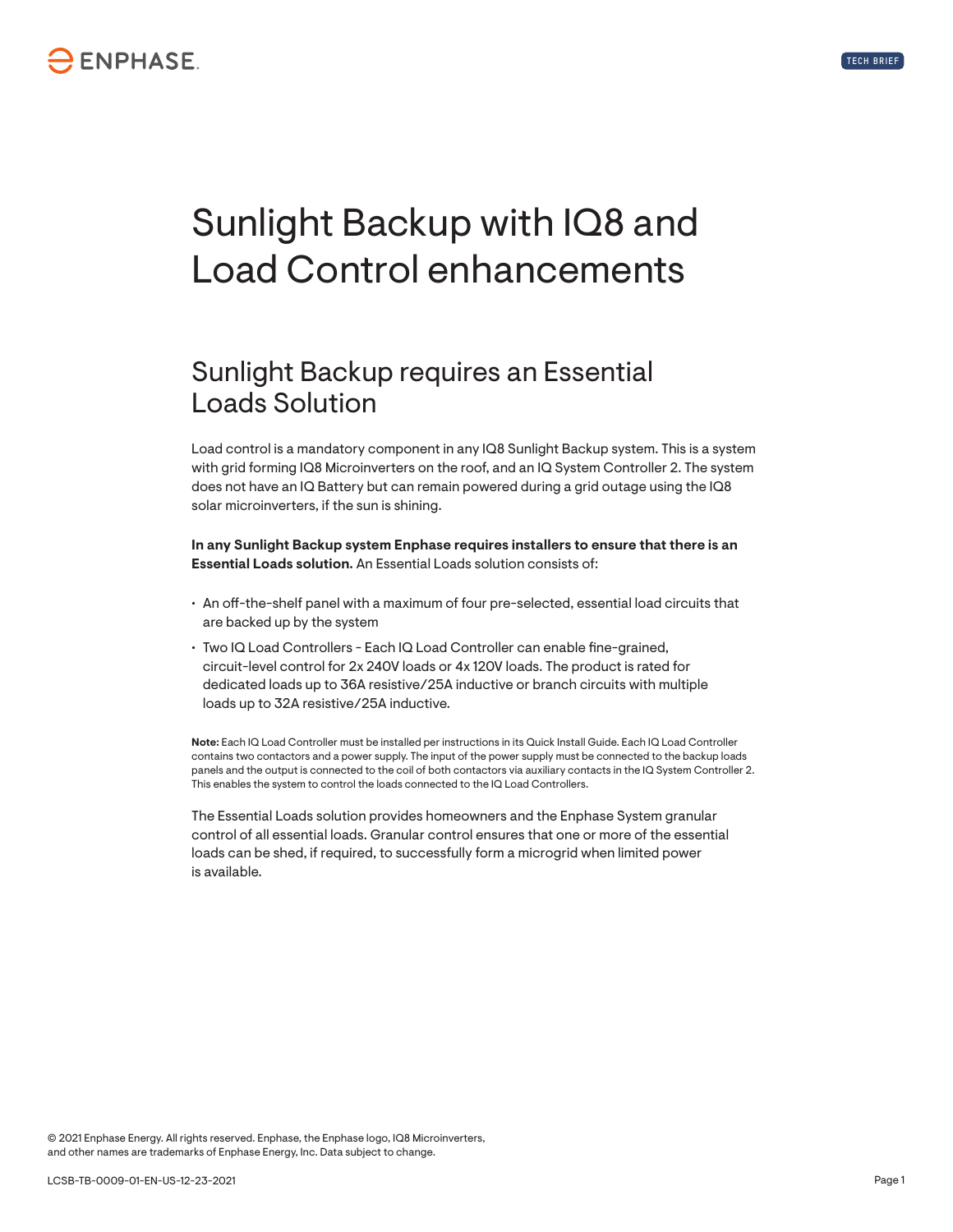# Sunlight Backup with IQ8 and Load Control enhancements

## Sunlight Backup requires an Essential Loads Solution

Load control is a mandatory component in any IQ8 Sunlight Backup system. This is a system with grid forming IQ8 Microinverters on the roof, and an IQ System Controller 2. The system does not have an IQ Battery but can remain powered during a grid outage using the IQ8 solar microinverters, if the sun is shining.

**In any Sunlight Backup system Enphase requires installers to ensure that there is an Essential Loads solution.** An Essential Loads solution consists of:

- An off-the-shelf panel with a maximum of four pre-selected, essential load circuits that are backed up by the system
- Two IQ Load Controllers - Each IQ Load Controller can enable fine-grained, circuit-level control for 2x 240V loads or 4x 120V loads. The product is rated for dedicated loads up to 36A resistive/25A inductive or branch circuits with multiple loads up to 32A resistive/25A inductive.

**Note:** Each IQ Load Controller must be installed per instructions in its Quick Install Guide. Each IQ Load Controller contains two contactors and a power supply. The input of the power supply must be connected to the backup loads panels and the output is connected to the coil of both contactors via auxiliary contacts in the IQ System Controller 2. This enables the system to control the loads connected to the IQ Load Controllers.

The Essential Loads solution provides homeowners and the Enphase System granular control of all essential loads. Granular control ensures that one or more of the essential loads can be shed, if required, to successfully form a microgrid when limited power is available.

© 2021 Enphase Energy. All rights reserved. Enphase, the Enphase logo, IQ8 Microinverters, and other names are trademarks of Enphase Energy, Inc. Data subject to change.

LCSB-TB-0009-01-EN-US-12-23-2021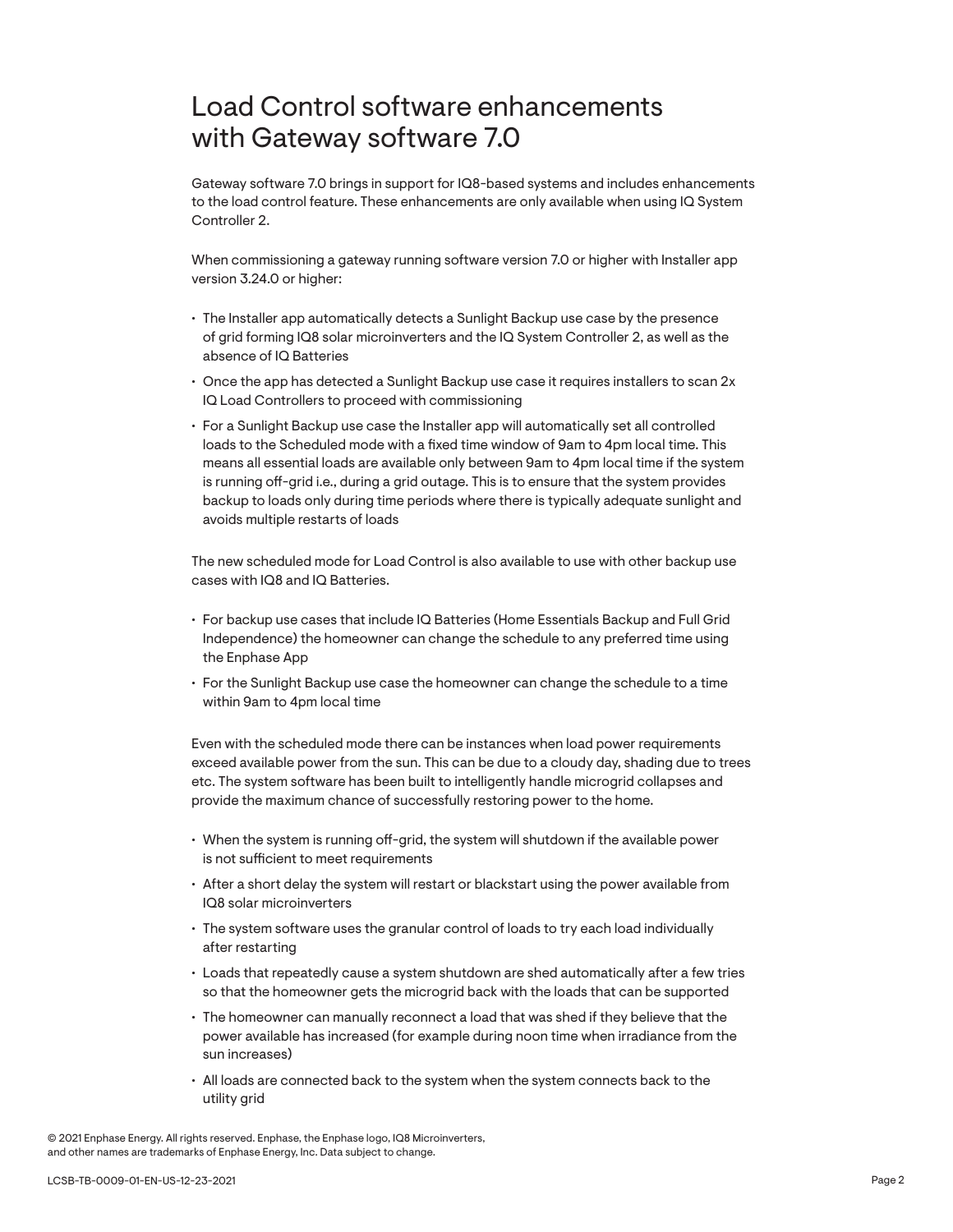# Load Control software enhancements with Gateway software 7.0

Gateway software 7.0 brings in support for IQ8-based systems and includes enhancements to the load control feature. These enhancements are only available when using IQ System Controller 2.

When commissioning a gateway running software version 7.0 or higher with Installer app version 3.24.0 or higher:

- The Installer app automatically detects a Sunlight Backup use case by the presence of grid forming IQ8 solar microinverters and the IQ System Controller 2, as well as the absence of IQ Batteries
- Once the app has detected a Sunlight Backup use case it requires installers to scan 2x IQ Load Controllers to proceed with commissioning
- For a Sunlight Backup use case the Installer app will automatically set all controlled loads to the Scheduled mode with a fixed time window of 9am to 4pm local time. This means all essential loads are available only between 9am to 4pm local time if the system is running off-grid i.e., during a grid outage. This is to ensure that the system provides backup to loads only during time periods where there is typically adequate sunlight and avoids multiple restarts of loads

The new scheduled mode for Load Control is also available to use with other backup use cases with IQ8 and IQ Batteries.

- For backup use cases that include IQ Batteries (Home Essentials Backup and Full Grid Independence) the homeowner can change the schedule to any preferred time using the Enphase App
- For the Sunlight Backup use case the homeowner can change the schedule to a time within 9am to 4pm local time

Even with the scheduled mode there can be instances when load power requirements exceed available power from the sun. This can be due to a cloudy day, shading due to trees etc. The system software has been built to intelligently handle microgrid collapses and provide the maximum chance of successfully restoring power to the home.

- When the system is running off-grid, the system will shutdown if the available power is not sufficient to meet requirements
- After a short delay the system will restart or blackstart using the power available from IQ8 solar microinverters
- The system software uses the granular control of loads to try each load individually after restarting
- Loads that repeatedly cause a system shutdown are shed automatically after a few tries so that the homeowner gets the microgrid back with the loads that can be supported
- The homeowner can manually reconnect a load that was shed if they believe that the power available has increased (for example during noon time when irradiance from the sun increases)
- All loads are connected back to the system when the system connects back to the utility grid

© 2021 Enphase Energy. All rights reserved. Enphase, the Enphase logo, IQ8 Microinverters, and other names are trademarks of Enphase Energy, Inc. Data subject to change.

LCSB-TB-0009-01-EN-US-12-23-2021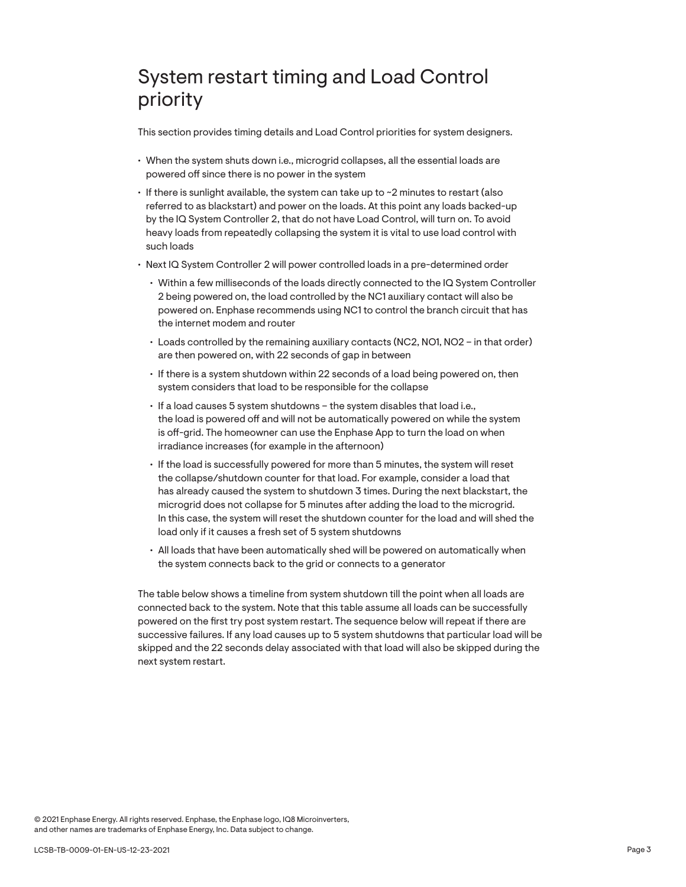# System restart timing and Load Control priority

This section provides timing details and Load Control priorities for system designers.

- When the system shuts down i.e., microgrid collapses, all the essential loads are powered off since there is no power in the system
- If there is sunlight available, the system can take up to ~2 minutes to restart (also referred to as blackstart) and power on the loads. At this point any loads backed-up by the IQ System Controller 2, that do not have Load Control, will turn on. To avoid heavy loads from repeatedly collapsing the system it is vital to use load control with such loads
- Next IQ System Controller 2 will power controlled loads in a pre-determined order
  - Within a few milliseconds of the loads directly connected to the IQ System Controller 2 being powered on, the load controlled by the NC1 auxiliary contact will also be powered on. Enphase recommends using NC1 to control the branch circuit that has the internet modem and router
  - Loads controlled by the remaining auxiliary contacts (NC2, NO1, NO2 – in that order) are then powered on, with 22 seconds of gap in between
  - If there is a system shutdown within 22 seconds of a load being powered on, then system considers that load to be responsible for the collapse
  - If a load causes 5 system shutdowns – the system disables that load i.e., the load is powered off and will not be automatically powered on while the system is off-grid. The homeowner can use the Enphase App to turn the load on when irradiance increases (for example in the afternoon)
  - If the load is successfully powered for more than 5 minutes, the system will reset the collapse/shutdown counter for that load. For example, consider a load that has already caused the system to shutdown 3 times. During the next blackstart, the microgrid does not collapse for 5 minutes after adding the load to the microgrid. In this case, the system will reset the shutdown counter for the load and will shed the load only if it causes a fresh set of 5 system shutdowns
  - All loads that have been automatically shed will be powered on automatically when the system connects back to the grid or connects to a generator

The table below shows a timeline from system shutdown till the point when all loads are connected back to the system. Note that this table assume all loads can be successfully powered on the first try post system restart. The sequence below will repeat if there are successive failures. If any load causes up to 5 system shutdowns that particular load will be skipped and the 22 seconds delay associated with that load will also be skipped during the next system restart.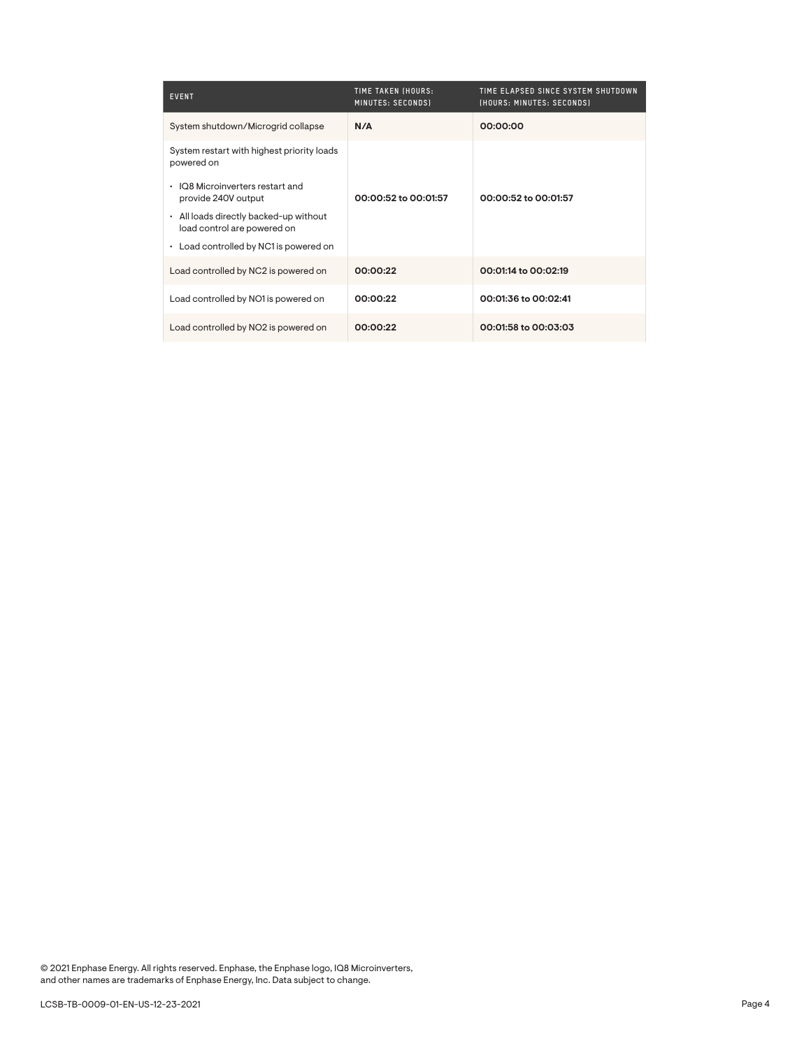| EVENT | TIME TAKEN (HOURS: MINUTES: SECONDS) | TIME ELAPSED SINCE SYSTEM SHUTDOWN (HOURS: MINUTES: SECONDS) |
|---|---|---|
| System shutdown/Microgrid collapse | **N/A** | **00:00:00** |
| System restart with highest priority loads powered on<br>• IQ8 Microinverters restart and provide 240V output<br>• All loads directly backed-up without load control are powered on<br>• Load controlled by NC1 is powered on | **00:00:52 to 00:01:57** | **00:00:52 to 00:01:57** |
| Load controlled by NC2 is powered on | **00:00:22** | **00:01:14 to 00:02:19** |
| Load controlled by NO1 is powered on | **00:00:22** | **00:01:36 to 00:02:41** |
| Load controlled by NO2 is powered on | **00:00:22** | **00:01:58 to 00:03:03** |

© 2021 Enphase Energy. All rights reserved. Enphase, the Enphase logo, IQ8 Microinverters, and other names are trademarks of Enphase Energy, Inc. Data subject to change.

LCSB-TB-0009-01-EN-US-12-23-2021